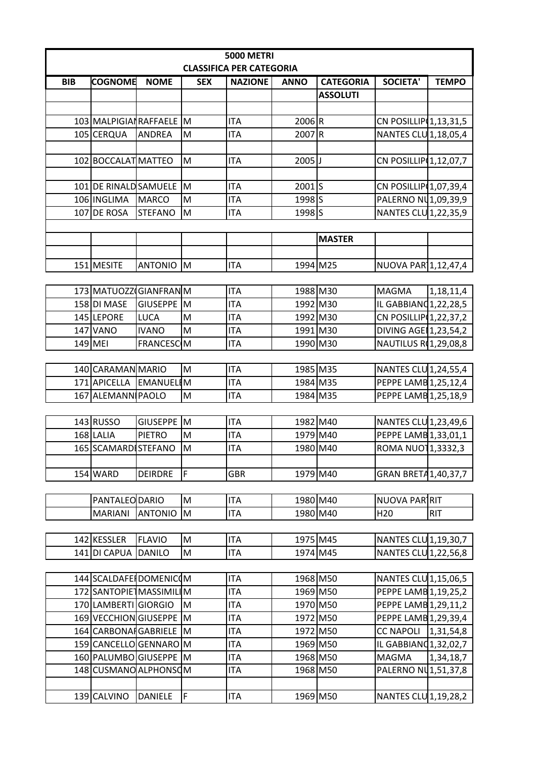# 5000 METRI

## CLASSIFICA PER CATEGORIA

| BIB | COGNOME | NOME | SEX | NAZIONE | ANNO | CATEGORIA | SOCIETA' | TEMPO |
|---|---|---|---|---|---|---|---|---|
| | | | | | | ASSOLUTI | | |
| | | | | | | | | |
| 103 | MALPIGIAN | RAFFAELE | M | ITA | 2006 | R | CN POSILLIPO | 1,13,31,5 |
| 105 | CERQUA | ANDREA | M | ITA | 2007 | R | NANTES CLU | 1,18,05,4 |
| | | | | | | | | |
| 102 | BOCCALAT | MATTEO | M | ITA | 2005 | J | CN POSILLIPO | 1,12,07,7 |
| | | | | | | | | |
| 101 | DE RINALD | SAMUELE | M | ITA | 2001 | S | CN POSILLIPO | 1,07,39,4 |
| 106 | INGLIMA | MARCO | M | ITA | 1998 | S | PALERNO NU | 1,09,39,9 |
| 107 | DE ROSA | STEFANO | M | ITA | 1998 | S | NANTES CLU | 1,22,35,9 |
| | | | | | | | | |
| | | | | | | MASTER | | |
| | | | | | | | | |
| 151 | MESITE | ANTONIO | M | ITA | 1994 | M25 | NUOVA PAR | 1,12,47,4 |
| | | | | | | | | |
| 173 | MATUOZZO | GIANFRAN | M | ITA | 1988 | M30 | MAGMA | 1,18,11,4 |
| 158 | DI MASE | GIUSEPPE | M | ITA | 1992 | M30 | IL GABBIANO | 1,22,28,5 |
| 145 | LEPORE | LUCA | M | ITA | 1992 | M30 | CN POSILLIPO | 1,22,37,2 |
| 147 | VANO | IVANO | M | ITA | 1991 | M30 | DIVING AGE | 1,23,54,2 |
| 149 | MEI | FRANCESCO | M | ITA | 1990 | M30 | NAUTILUS R | 1,29,08,8 |
| | | | | | | | | |
| 140 | CARAMAN | MARIO | M | ITA | 1985 | M35 | NANTES CLU | 1,24,55,4 |
| 171 | APICELLA | EMANUEL | M | ITA | 1984 | M35 | PEPPE LAMB | 1,25,12,4 |
| 167 | ALEMANNI | PAOLO | M | ITA | 1984 | M35 | PEPPE LAMB | 1,25,18,9 |
| | | | | | | | | |
| 143 | RUSSO | GIUSEPPE | M | ITA | 1982 | M40 | NANTES CLU | 1,23,49,6 |
| 168 | LALIA | PIETRO | M | ITA | 1979 | M40 | PEPPE LAMB | 1,33,01,1 |
| 165 | SCAMARDI | STEFANO | M | ITA | 1980 | M40 | ROMA NUOT | 1,3332,3 |
| | | | | | | | | |
| 154 | WARD | DEIRDRE | F | GBR | 1979 | M40 | GRAN BRETA | 1,40,37,7 |
| | | | | | | | | |
| | PANTALEO | DARIO | M | ITA | 1980 | M40 | NUOVA PAR | RIT |
| | MARIANI | ANTONIO | M | ITA | 1980 | M40 | H20 | RIT |
| | | | | | | | | |
| 142 | KESSLER | FLAVIO | M | ITA | 1975 | M45 | NANTES CLU | 1,19,30,7 |
| 141 | DI CAPUA | DANILO | M | ITA | 1974 | M45 | NANTES CLU | 1,22,56,8 |
| | | | | | | | | |
| 144 | SCALDAFE | DOMENICO | M | ITA | 1968 | M50 | NANTES CLU | 1,15,06,5 |
| 172 | SANTOPIET | MASSIMILI | M | ITA | 1969 | M50 | PEPPE LAMB | 1,19,25,2 |
| 170 | LAMBERTI | GIORGIO | M | ITA | 1970 | M50 | PEPPE LAMB | 1,29,11,2 |
| 169 | VECCHION | GIUSEPPE | M | ITA | 1972 | M50 | PEPPE LAMB | 1,29,39,4 |
| 164 | CARBONAR | GABRIELE | M | ITA | 1972 | M50 | CC NAPOLI | 1,31,54,8 |
| 159 | CANCELLO | GENNARO | M | ITA | 1969 | M50 | IL GABBIANO | 1,32,02,7 |
| 160 | PALUMBO | GIUSEPPE | M | ITA | 1968 | M50 | MAGMA | 1,34,18,7 |
| 148 | CUSMANO | ALPHONSO | M | ITA | 1968 | M50 | PALERNO NU | 1,51,37,8 |
| | | | | | | | | |
| 139 | CALVINO | DANIELE | F | ITA | 1969 | M50 | NANTES CLU | 1,19,28,2 |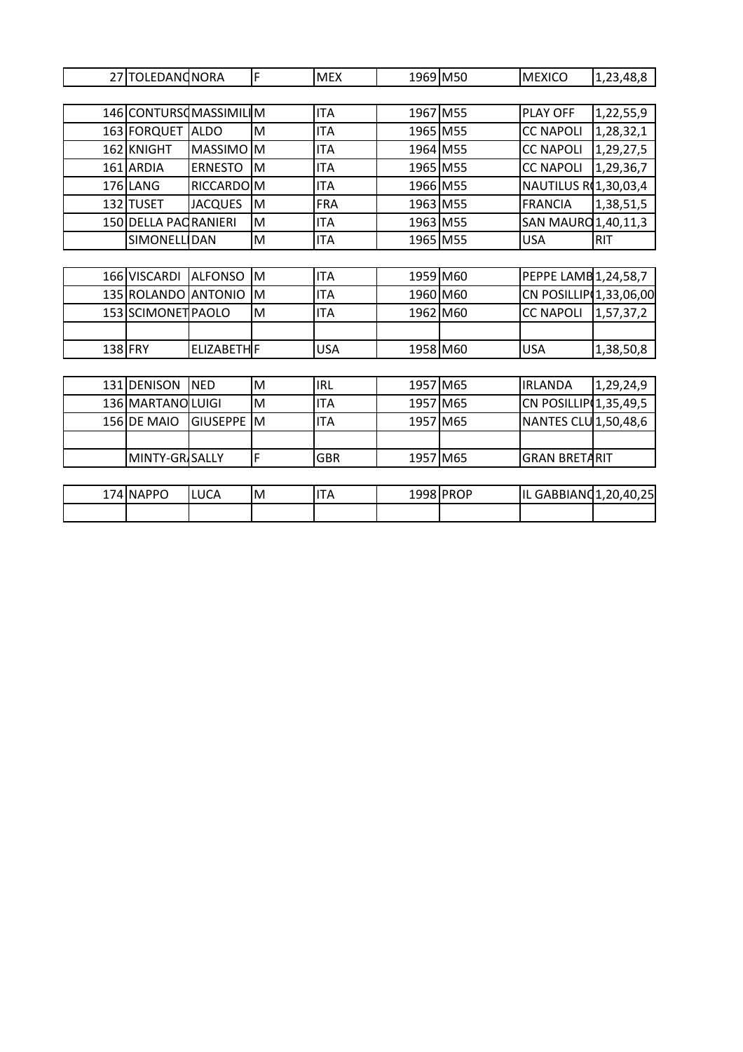| | | | | | | | | |
|---|---|---|---|---|---|---|---|---|
| 27 | TOLEDANO | NORA | F | MEX | 1969 | M50 | MEXICO | 1,23,48,8 |

| | | | | | | | | |
|---|---|---|---|---|---|---|---|---|
| 146 | CONTURSO | MASSIMILI | M | ITA | 1967 | M55 | PLAY OFF | 1,22,55,9 |
| 163 | FORQUET | ALDO | M | ITA | 1965 | M55 | CC NAPOLI | 1,28,32,1 |
| 162 | KNIGHT | MASSIMO | M | ITA | 1964 | M55 | CC NAPOLI | 1,29,27,5 |
| 161 | ARDIA | ERNESTO | M | ITA | 1965 | M55 | CC NAPOLI | 1,29,36,7 |
| 176 | LANG | RICCARDO | M | ITA | 1966 | M55 | NAUTILUS R | 1,30,03,4 |
| 132 | TUSET | JACQUES | M | FRA | 1963 | M55 | FRANCIA | 1,38,51,5 |
| 150 | DELLA PAO | RANIERI | M | ITA | 1963 | M55 | SAN MAURO | 1,40,11,3 |
| | SIMONELLI | DAN | M | ITA | 1965 | M55 | USA | RIT |

| | | | | | | | | |
|---|---|---|---|---|---|---|---|---|
| 166 | VISCARDI | ALFONSO | M | ITA | 1959 | M60 | PEPPE LAMB | 1,24,58,7 |
| 135 | ROLANDO | ANTONIO | M | ITA | 1960 | M60 | CN POSILLIP | 1,33,06,00 |
| 153 | SCIMONET | PAOLO | M | ITA | 1962 | M60 | CC NAPOLI | 1,57,37,2 |
| | | | | | | | | |
| 138 | FRY | ELIZABETH | F | USA | 1958 | M60 | USA | 1,38,50,8 |

| | | | | | | | | |
|---|---|---|---|---|---|---|---|---|
| 131 | DENISON | NED | M | IRL | 1957 | M65 | IRLANDA | 1,29,24,9 |
| 136 | MARTANO | LUIGI | M | ITA | 1957 | M65 | CN POSILLIP | 1,35,49,5 |
| 156 | DE MAIO | GIUSEPPE | M | ITA | 1957 | M65 | NANTES CLU | 1,50,48,6 |
| | | | | | | | | |
| | MINTY-GRA | SALLY | F | GBR | 1957 | M65 | GRAN BRETA | RIT |

| | | | | | | | | |
|---|---|---|---|---|---|---|---|---|
| 174 | NAPPO | LUCA | M | ITA | 1998 | PROP | IL GABBIANO | 1,20,40,25 |
| | | | | | | | | |